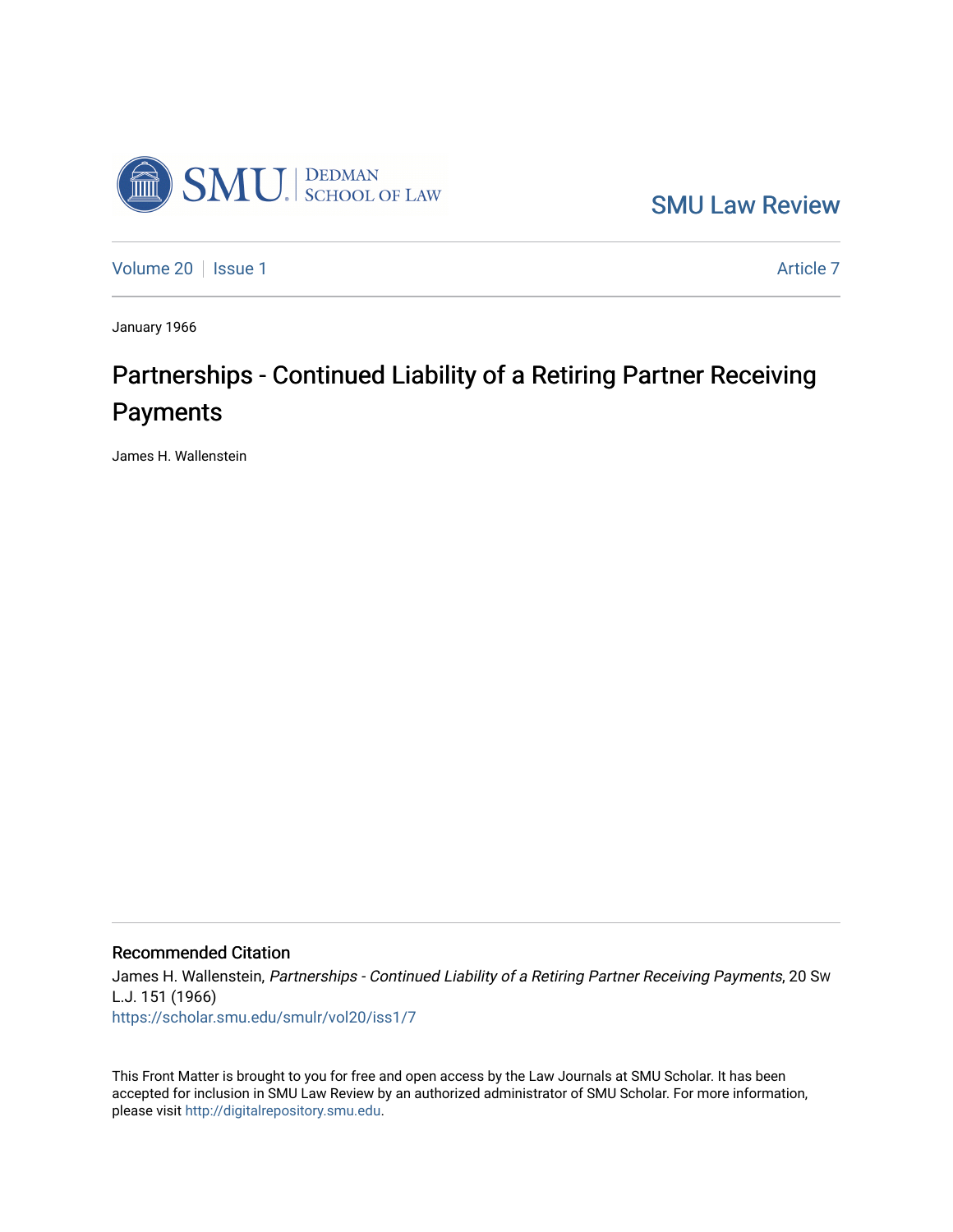SMU Law Review

Volume 20 | Issue 1 | Article 7

January 1966

# Partnerships - Continued Liability of a Retiring Partner Receiving Payments

James H. Wallenstein

## Recommended Citation

James H. Wallenstein, *Partnerships - Continued Liability of a Retiring Partner Receiving Payments*, 20 Sw L.J. 151 (1966)
https://scholar.smu.edu/smulr/vol20/iss1/7

This Front Matter is brought to you for free and open access by the Law Journals at SMU Scholar. It has been accepted for inclusion in SMU Law Review by an authorized administrator of SMU Scholar. For more information, please visit http://digitalrepository.smu.edu.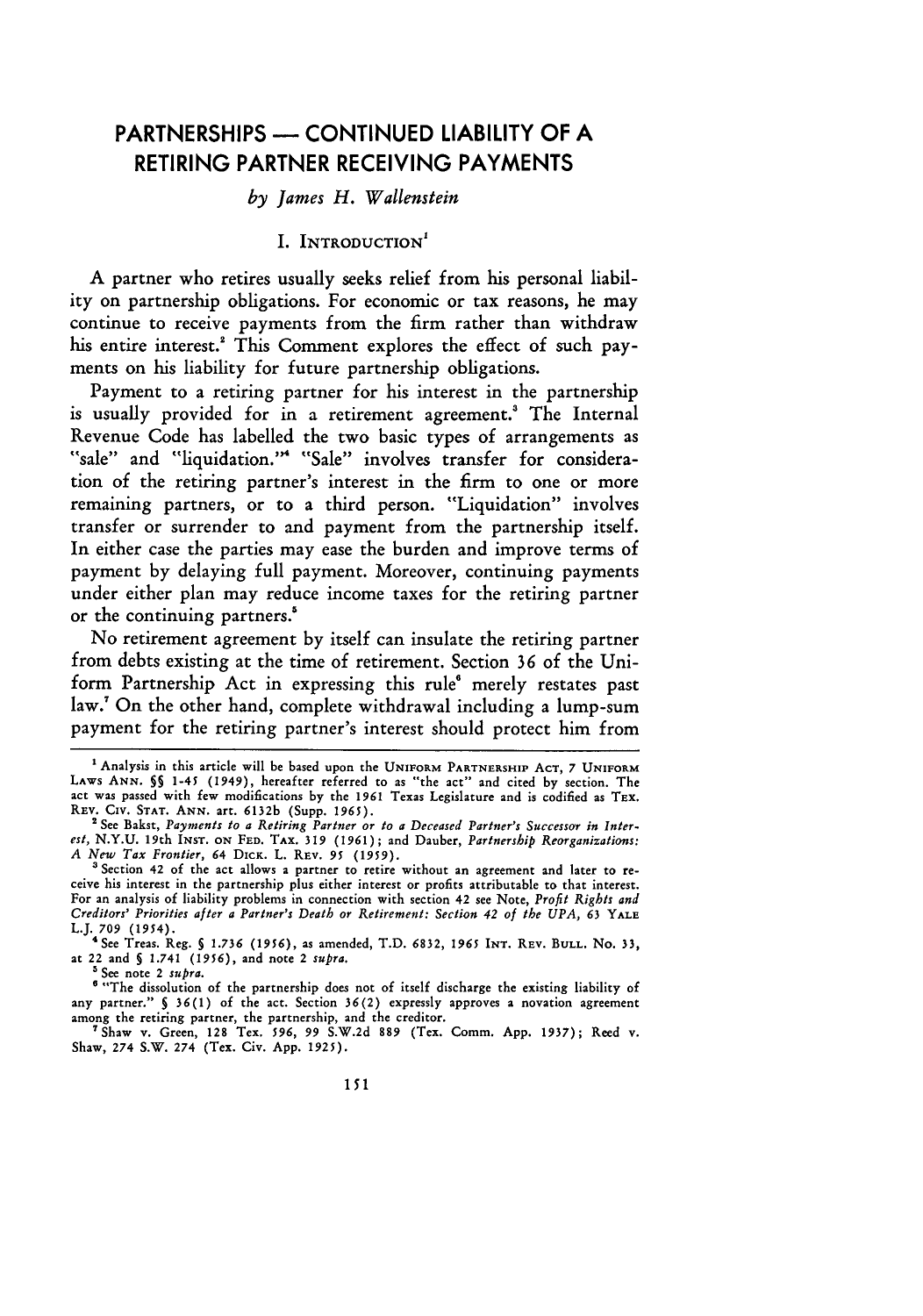# PARTNERSHIPS — CONTINUED LIABILITY OF A RETIRING PARTNER RECEIVING PAYMENTS

*by James H. Wallenstein*

## I. INTRODUCTION[1]

A partner who retires usually seeks relief from his personal liability on partnership obligations. For economic or tax reasons, he may continue to receive payments from the firm rather than withdraw his entire interest.[2] This Comment explores the effect of such payments on his liability for future partnership obligations.

Payment to a retiring partner for his interest in the partnership is usually provided for in a retirement agreement.[3] The Internal Revenue Code has labelled the two basic types of arrangements as "sale" and "liquidation."[4] "Sale" involves transfer for consideration of the retiring partner's interest in the firm to one or more remaining partners, or to a third person. "Liquidation" involves transfer or surrender to and payment from the partnership itself. In either case the parties may ease the burden and improve terms of payment by delaying full payment. Moreover, continuing payments under either plan may reduce income taxes for the retiring partner or the continuing partners.[5]

No retirement agreement by itself can insulate the retiring partner from debts existing at the time of retirement. Section 36 of the Uniform Partnership Act in expressing this rule[6] merely restates past law.[7] On the other hand, complete withdrawal including a lump-sum payment for the retiring partner's interest should protect him from

---

[1] Analysis in this article will be based upon the UNIFORM PARTNERSHIP ACT, 7 UNIFORM LAWS ANN. §§ 1-45 (1949), hereafter referred to as "the act" and cited by section. The act was passed with few modifications by the 1961 Texas Legislature and is codified as TEX. REV. CIV. STAT. ANN. art. 6132b (Supp. 1965).

[2] See Bakst, *Payments to a Retiring Partner or to a Deceased Partner's Successor in Interest*, N.Y.U. 19th INST. ON FED. TAX. 319 (1961); and Dauber, *Partnership Reorganizations: A New Tax Frontier*, 64 DICK. L. REV. 95 (1959).

[3] Section 42 of the act allows a partner to retire without an agreement and later to receive his interest in the partnership plus either interest or profits attributable to that interest. For an analysis of liability problems in connection with section 42 see Note, *Profit Rights and Creditors' Priorities after a Partner's Death or Retirement: Section 42 of the UPA*, 63 YALE L.J. 709 (1954).

[4] See Treas. Reg. § 1.736 (1956), as amended, T.D. 6832, 1965 INT. REV. BULL. No. 33, at 22 and § 1.741 (1956), and note 2 *supra*.

[5] See note 2 *supra*.

[6] "The dissolution of the partnership does not of itself discharge the existing liability of any partner." § 36(1) of the act. Section 36(2) expressly approves a novation agreement among the retiring partner, the partnership, and the creditor.

[7] Shaw v. Green, 128 Tex. 596, 99 S.W.2d 889 (Tex. Comm. App. 1937); Reed v. Shaw, 274 S.W. 274 (Tex. Civ. App. 1925).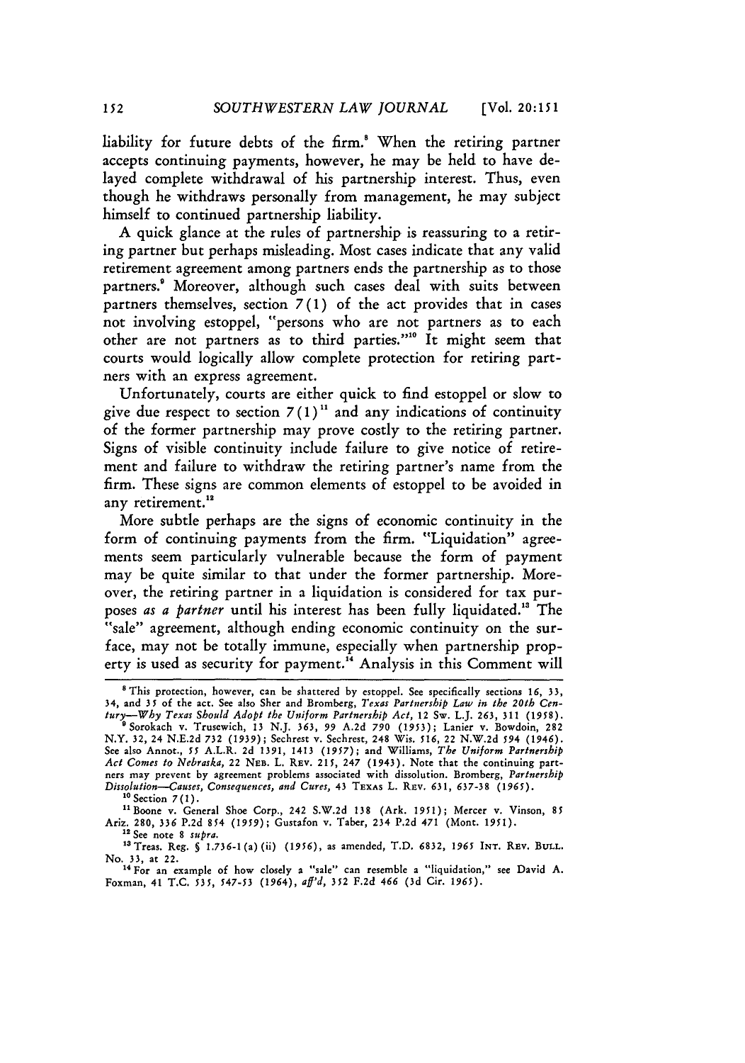liability for future debts of the firm.[8] When the retiring partner accepts continuing payments, however, he may be held to have delayed complete withdrawal of his partnership interest. Thus, even though he withdraws personally from management, he may subject himself to continued partnership liability.

A quick glance at the rules of partnership is reassuring to a retiring partner but perhaps misleading. Most cases indicate that any valid retirement agreement among partners ends the partnership as to those partners.[9] Moreover, although such cases deal with suits between partners themselves, section 7(1) of the act provides that in cases not involving estoppel, "persons who are not partners as to each other are not partners as to third parties."[10] It might seem that courts would logically allow complete protection for retiring partners with an express agreement.

Unfortunately, courts are either quick to find estoppel or slow to give due respect to section 7(1)[11] and any indications of continuity of the former partnership may prove costly to the retiring partner. Signs of visible continuity include failure to give notice of retirement and failure to withdraw the retiring partner's name from the firm. These signs are common elements of estoppel to be avoided in any retirement.[12]

More subtle perhaps are the signs of economic continuity in the form of continuing payments from the firm. "Liquidation" agreements seem particularly vulnerable because the form of payment may be quite similar to that under the former partnership. Moreover, the retiring partner in a liquidation is considered for tax purposes *as a partner* until his interest has been fully liquidated.[13] The "sale" agreement, although ending economic continuity on the surface, may not be totally immune, especially when partnership property is used as security for payment.[14] Analysis in this Comment will

---

[8] This protection, however, can be shattered by estoppel. See specifically sections 16, 33, 34, and 35 of the act. See also Sher and Bromberg, *Texas Partnership Law in the 20th Century—Why Texas Should Adopt the Uniform Partnership Act*, 12 Sw. L.J. 263, 311 (1958).

[9] Sorokach v. Trusewich, 13 N.J. 363, 99 A.2d 790 (1953); Lanier v. Bowdoin, 282 N.Y. 32, 24 N.E.2d 732 (1939); Sechrest v. Sechrest, 248 Wis. 516, 22 N.W.2d 594 (1946). See also Annot., 55 A.L.R. 2d 1391, 1413 (1957); and Williams, *The Uniform Partnership Act Comes to Nebraska*, 22 NEB. L. REV. 215, 247 (1943). Note that the continuing partners may prevent by agreement problems associated with dissolution. Bromberg, *Partnership Dissolution—Causes, Consequences, and Cures*, 43 TEXAS L. REV. 631, 637-38 (1965).

[10] Section 7(1).

[11] Boone v. General Shoe Corp., 242 S.W.2d 138 (Ark. 1951); Mercer v. Vinson, 85 Ariz. 280, 336 P.2d 854 (1959); Gustafon v. Taber, 234 P.2d 471 (Mont. 1951).

[12] See note 8 *supra*.

[13] Treas. Reg. § 1.736-1(a)(ii) (1956), as amended, T.D. 6832, 1965 INT. REV. BULL. No. 33, at 22.

[14] For an example of how closely a "sale" can resemble a "liquidation," see David A. Foxman, 41 T.C. 535, 547-53 (1964), *aff'd*, 352 F.2d 466 (3d Cir. 1965).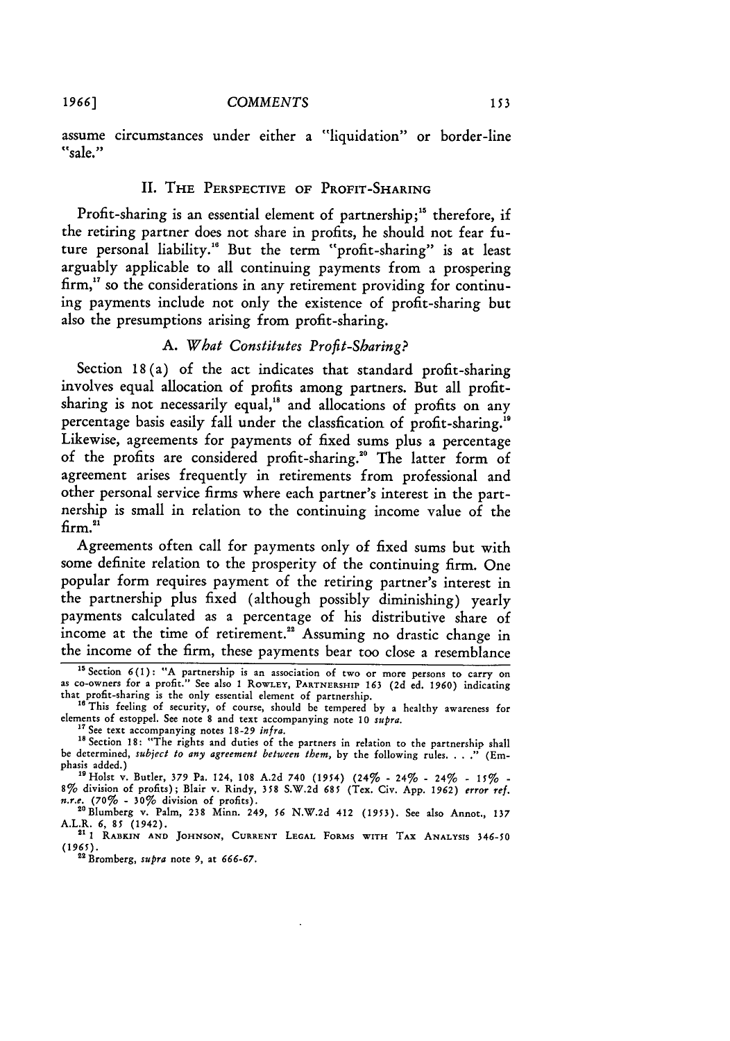assume circumstances under either a "liquidation" or border-line "sale."

## II. The Perspective of Profit-Sharing

Profit-sharing is an essential element of partnership;[15] therefore, if the retiring partner does not share in profits, he should not fear future personal liability.[16] But the term "profit-sharing" is at least arguably applicable to all continuing payments from a prospering firm,[17] so the considerations in any retirement providing for continuing payments include not only the existence of profit-sharing but also the presumptions arising from profit-sharing.

### A. *What Constitutes Profit-Sharing?*

Section 18(a) of the act indicates that standard profit-sharing involves equal allocation of profits among partners. But all profit-sharing is not necessarily equal,[18] and allocations of profits on any percentage basis easily fall under the classfication of profit-sharing.[19] Likewise, agreements for payments of fixed sums plus a percentage of the profits are considered profit-sharing.[20] The latter form of agreement arises frequently in retirements from professional and other personal service firms where each partner's interest in the partnership is small in relation to the continuing income value of the firm.[21]

Agreements often call for payments only of fixed sums but with some definite relation to the prosperity of the continuing firm. One popular form requires payment of the retiring partner's interest in the partnership plus fixed (although possibly diminishing) yearly payments calculated as a percentage of his distributive share of income at the time of retirement.[22] Assuming no drastic change in the income of the firm, these payments bear too close a resemblance

---

[15] Section 6(1): "A partnership is an association of two or more persons to carry on as co-owners for a profit." See also 1 Rowley, Partnership 163 (2d ed. 1960) indicating that profit-sharing is the only essential element of partnership.

[16] This feeling of security, of course, should be tempered by a healthy awareness for elements of estoppel. See note 8 and text accompanying note 10 *supra*.

[17] See text accompanying notes 18-29 *infra*.

[18] Section 18: "The rights and duties of the partners in relation to the partnership shall be determined, *subject to any agreement between them*, by the following rules. . . ." (Emphasis added.)

[19] Holst v. Butler, 379 Pa. 124, 108 A.2d 740 (1954) (24% - 24% - 24% - 15% - 8% division of profits); Blair v. Rindy, 358 S.W.2d 685 (Tex. Civ. App. 1962) *error ref. n.r.e.* (70% - 30% division of profits).

[20] Blumberg v. Palm, 238 Minn. 249, 56 N.W.2d 412 (1953). See also Annot., 137 A.L.R. 6, 85 (1942).

[21] 1 Rabkin and Johnson, Current Legal Forms with Tax Analysis 346-50 (1965).

[22] Bromberg, *supra* note 9, at 666-67.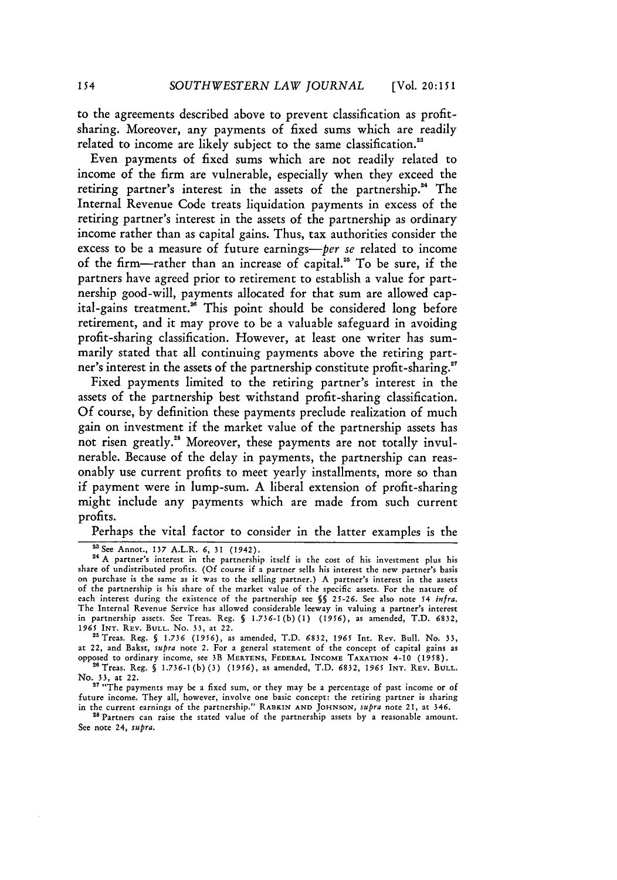to the agreements described above to prevent classification as profit-sharing. Moreover, any payments of fixed sums which are readily related to income are likely subject to the same classification.[23]

Even payments of fixed sums which are not readily related to income of the firm are vulnerable, especially when they exceed the retiring partner's interest in the assets of the partnership.[24] The Internal Revenue Code treats liquidation payments in excess of the retiring partner's interest in the assets of the partnership as ordinary income rather than as capital gains. Thus, tax authorities consider the excess to be a measure of future earnings—*per se* related to income of the firm—rather than an increase of capital.[25] To be sure, if the partners have agreed prior to retirement to establish a value for partnership good-will, payments allocated for that sum are allowed capital-gains treatment.[26] This point should be considered long before retirement, and it may prove to be a valuable safeguard in avoiding profit-sharing classification. However, at least one writer has summarily stated that all continuing payments above the retiring partner's interest in the assets of the partnership constitute profit-sharing.[27]

Fixed payments limited to the retiring partner's interest in the assets of the partnership best withstand profit-sharing classification. Of course, by definition these payments preclude realization of much gain on investment if the market value of the partnership assets has not risen greatly.[28] Moreover, these payments are not totally invulnerable. Because of the delay in payments, the partnership can reasonably use current profits to meet yearly installments, more so than if payment were in lump-sum. A liberal extension of profit-sharing might include any payments which are made from such current profits.

Perhaps the vital factor to consider in the latter examples is the

---

[23] See Annot., 137 A.L.R. 6, 31 (1942).

[24] A partner's interest in the partnership itself is the cost of his investment plus his share of undistributed profits. (Of course if a partner sells his interest the new partner's basis on purchase is the same as it was to the selling partner.) A partner's interest in the assets of the partnership is his share of the market value of the specific assets. For the nature of each interest during the existence of the partnership see §§ 25-26. See also note 54 *infra*. The Internal Revenue Service has allowed considerable leeway in valuing a partner's interest in partnership assets. See Treas. Reg. § 1.736-1(b)(1) (1956), as amended, T.D. 6832, 1965 INT. REV. BULL. No. 33, at 22.

[25] Treas. Reg. § 1.736 (1956), as amended, T.D. 6832, 1965 Int. Rev. Bull. No. 33, at 22, and Bakst, *supra* note 2. For a general statement of the concept of capital gains as opposed to ordinary income, see 3B MERTENS, FEDERAL INCOME TAXATION 4-10 (1958).

[26] Treas. Reg. § 1.736-1(b)(3) (1956), as amended, T.D. 6832, 1965 INT. REV. BULL. No. 33, at 22.

[27] "The payments may be a fixed sum, or they may be a percentage of past income or of future income. They all, however, involve one basic concept: the retiring partner is sharing in the current earnings of the partnership." RABKIN AND JOHNSON, *supra* note 21, at 346.

[28] Partners can raise the stated value of the partnership assets by a reasonable amount. See note 24, *supra*.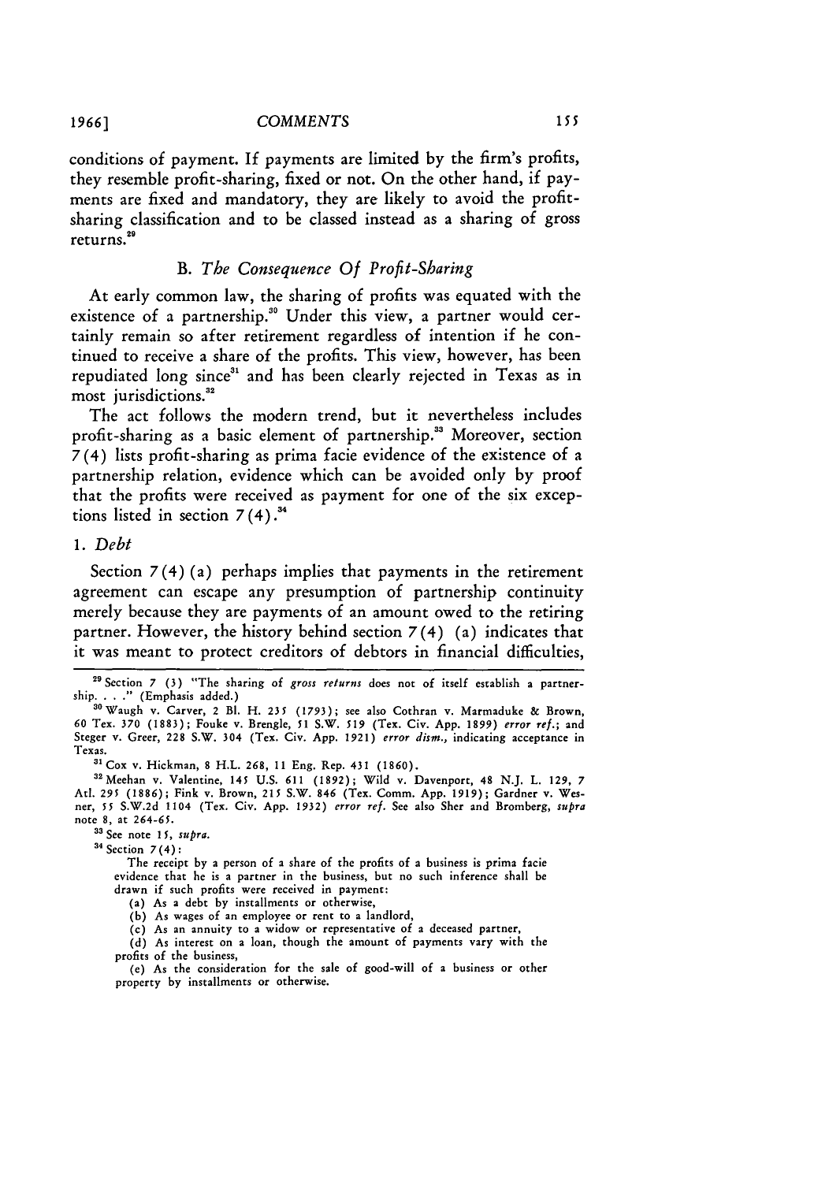conditions of payment. If payments are limited by the firm's profits, they resemble profit-sharing, fixed or not. On the other hand, if payments are fixed and mandatory, they are likely to avoid the profit-sharing classification and to be classed instead as a sharing of gross returns.[29]

### B. *The Consequence Of Profit-Sharing*

At early common law, the sharing of profits was equated with the existence of a partnership.[30] Under this view, a partner would certainly remain so after retirement regardless of intention if he continued to receive a share of the profits. This view, however, has been repudiated long since[31] and has been clearly rejected in Texas as in most jurisdictions.[32]

The act follows the modern trend, but it nevertheless includes profit-sharing as a basic element of partnership.[33] Moreover, section 7(4) lists profit-sharing as prima facie evidence of the existence of a partnership relation, evidence which can be avoided only by proof that the profits were received as payment for one of the six exceptions listed in section 7(4).[34]

#### 1. *Debt*

Section 7(4)(a) perhaps implies that payments in the retirement agreement can escape any presumption of partnership continuity merely because they are payments of an amount owed to the retiring partner. However, the history behind section 7(4)(a) indicates that it was meant to protect creditors of debtors in financial difficulties,

---

[29] Section 7 (3) "The sharing of *gross returns* does not of itself establish a partnership. . . ." (Emphasis added.)

[30] Waugh v. Carver, 2 Bl. H. 235 (1793); see also Cothran v. Marmaduke & Brown, 60 Tex. 370 (1883); Fouke v. Brengle, 51 S.W. 519 (Tex. Civ. App. 1899) *error ref.*; and Steger v. Greer, 228 S.W. 304 (Tex. Civ. App. 1921) *error dism.*, indicating acceptance in Texas.

[31] Cox v. Hickman, 8 H.L. 268, 11 Eng. Rep. 431 (1860).

[32] Meehan v. Valentine, 145 U.S. 611 (1892); Wild v. Davenport, 48 N.J. L. 129, 7 Atl. 295 (1886); Fink v. Brown, 215 S.W. 846 (Tex. Comm. App. 1919); Gardner v. Wesner, 55 S.W.2d 1104 (Tex. Civ. App. 1932) *error ref.* See also Sher and Bromberg, *supra* note 8, at 264-65.

[33] See note 15, *supra.*

[34] Section 7(4):

> The receipt by a person of a share of the profits of a business is prima facie evidence that he is a partner in the business, but no such inference shall be drawn if such profits were received in payment:
>
> (a) As a debt by installments or otherwise,
>
> (b) As wages of an employee or rent to a landlord,
>
> (c) As an annuity to a widow or representative of a deceased partner,
>
> (d) As interest on a loan, though the amount of payments vary with the profits of the business,
>
> (e) As the consideration for the sale of good-will of a business or other property by installments or otherwise.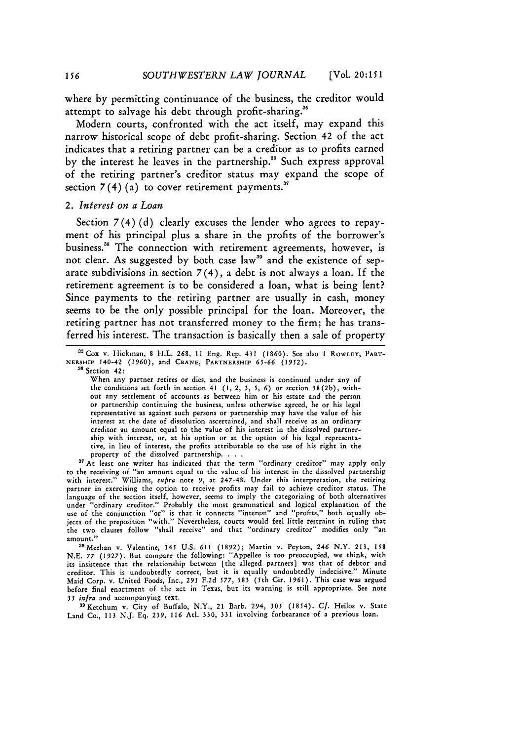where by permitting continuance of the business, the creditor would attempt to salvage his debt through profit-sharing.[35]

Modern courts, confronted with the act itself, may expand this narrow historical scope of debt profit-sharing. Section 42 of the act indicates that a retiring partner can be a creditor as to profits earned by the interest he leaves in the partnership.[36] Such express approval of the retiring partner's creditor status may expand the scope of section 7(4)(a) to cover retirement payments.[37]

### 2. *Interest on a Loan*

Section 7(4)(d) clearly excuses the lender who agrees to repayment of his principal plus a share in the profits of the borrower's business.[38] The connection with retirement agreements, however, is not clear. As suggested by both case law[39] and the existence of separate subdivisions in section 7(4), a debt is not always a loan. If the retirement agreement is to be considered a loan, what is being lent? Since payments to the retiring partner are usually in cash, money seems to be the only possible principal for the loan. Moreover, the retiring partner has not transferred money to the firm; he has transferred his interest. The transaction is basically then a sale of property

---

[35] Cox v. Hickman, 8 H.L. 268, 11 Eng. Rep. 431 (1860). See also 1 ROWLEY, PARTNERSHIP 140-42 (1960), and CRANE, PARTNERSHIP 65-66 (1952).

[36] Section 42:

> When any partner retires or dies, and the business is continued under any of the conditions set forth in section 41 (1, 2, 3, 5, 6) or section 38(2b), without any settlement of accounts as between him or his estate and the person or partnership continuing the business, unless otherwise agreed, he or his legal representative as against such persons or partnership may have the value of his interest at the date of dissolution ascertained, and shall receive as an ordinary creditor an amount equal to the value of his interest in the dissolved partnership with interest, or, at his option or at the option of his legal representative, in lieu of interest, the profits attributable to the use of his right in the property of the dissolved partnership. . . .

[37] At least one writer has indicated that the term "ordinary creditor" may apply only to the receiving of "an amount equal to the value of his interest in the dissolved partnership with interest." Williams, *supra* note 9, at 247-48. Under this interpretation, the retiring partner in exercising the option to receive profits may fail to achieve creditor status. The language of the section itself, however, seems to imply the categorizing of both alternatives under "ordinary creditor." Probably the most grammatical and logical explanation of the use of the conjunction "or" is that it connects "interest" and "profits," both equally objects of the preposition "with." Nevertheless, courts would feel little restraint in ruling that the two clauses follow "shall receive" and that "ordinary creditor" modifies only "an amount."

[38] Meehan v. Valentine, 145 U.S. 611 (1892); Martin v. Peyton, 246 N.Y. 213, 158 N.E. 77 (1927). But compare the following: "Appellee is too preoccupied, we think, with its insistence that the relationship between [the alleged partners] was that of debtor and creditor. This is undoubtedly correct, but it is equally undoubtedly indecisive." Minute Maid Corp. v. United Foods, Inc., 291 F.2d 577, 583 (5th Cir. 1961). This case was argued before final enactment of the act in Texas, but its warning is still appropriate. See note 55 *infra* and accompanying text.

[39] Ketchum v. City of Buffalo, N.Y., 21 Barb. 294, 305 (1854). *Cf.* Heilos v. State Land Co., 113 N.J. Eq. 239, 116 Atl. 330, 331 involving forbearance of a previous loan.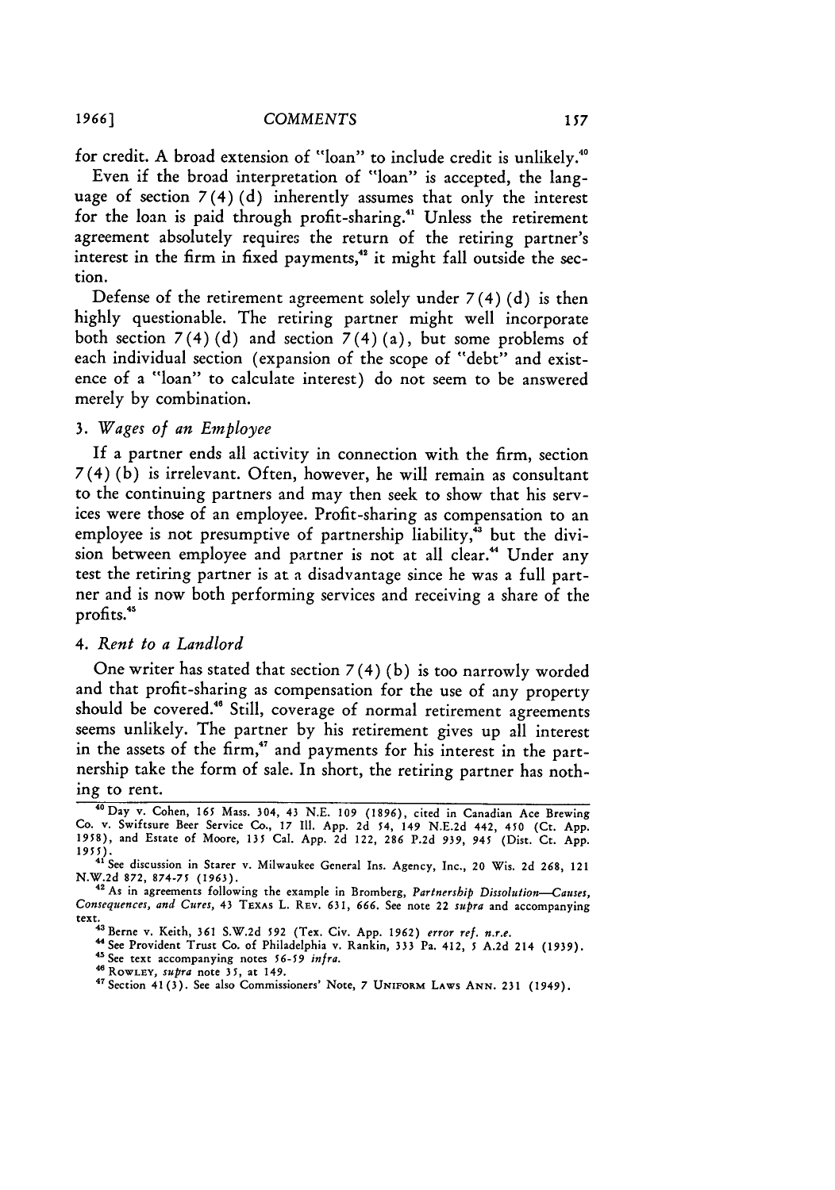for credit. A broad extension of "loan" to include credit is unlikely.[40]

Even if the broad interpretation of "loan" is accepted, the language of section 7(4)(d) inherently assumes that only the interest for the loan is paid through profit-sharing.[41] Unless the retirement agreement absolutely requires the return of the retiring partner's interest in the firm in fixed payments,[42] it might fall outside the section.

Defense of the retirement agreement solely under 7(4)(d) is then highly questionable. The retiring partner might well incorporate both section 7(4)(d) and section 7(4)(a), but some problems of each individual section (expansion of the scope of "debt" and existence of a "loan" to calculate interest) do not seem to be answered merely by combination.

### 3. *Wages of an Employee*

If a partner ends all activity in connection with the firm, section 7(4)(b) is irrelevant. Often, however, he will remain as consultant to the continuing partners and may then seek to show that his services were those of an employee. Profit-sharing as compensation to an employee is not presumptive of partnership liability,[43] but the division between employee and partner is not at all clear.[44] Under any test the retiring partner is at a disadvantage since he was a full partner and is now both performing services and receiving a share of the profits.[45]

### 4. *Rent to a Landlord*

One writer has stated that section 7(4)(b) is too narrowly worded and that profit-sharing as compensation for the use of any property should be covered.[46] Still, coverage of normal retirement agreements seems unlikely. The partner by his retirement gives up all interest in the assets of the firm,[47] and payments for his interest in the partnership take the form of sale. In short, the retiring partner has nothing to rent.

---

[40] Day v. Cohen, 165 Mass. 304, 43 N.E. 109 (1896), cited in Canadian Ace Brewing Co. v. Swiftsure Beer Service Co., 17 Ill. App. 2d 54, 149 N.E.2d 442, 450 (Ct. App. 1958), and Estate of Moore, 135 Cal. App. 2d 122, 286 P.2d 939, 945 (Dist. Ct. App. 1955).

[41] See discussion in Starer v. Milwaukee General Ins. Agency, Inc., 20 Wis. 2d 268, 121 N.W.2d 872, 874-75 (1963).

[42] As in agreements following the example in Bromberg, *Partnership Dissolution—Causes, Consequences, and Cures*, 43 TEXAS L. REV. 631, 666. See note 22 *supra* and accompanying text.

[43] Berne v. Keith, 361 S.W.2d 592 (Tex. Civ. App. 1962) *error ref. n.r.e.*

[44] See Provident Trust Co. of Philadelphia v. Rankin, 333 Pa. 412, 5 A.2d 214 (1939).

[45] See text accompanying notes 56-59 *infra*.

[46] ROWLEY, *supra* note 35, at 149.

[47] Section 41(3). See also Commissioners' Note, 7 UNIFORM LAWS ANN. 231 (1949).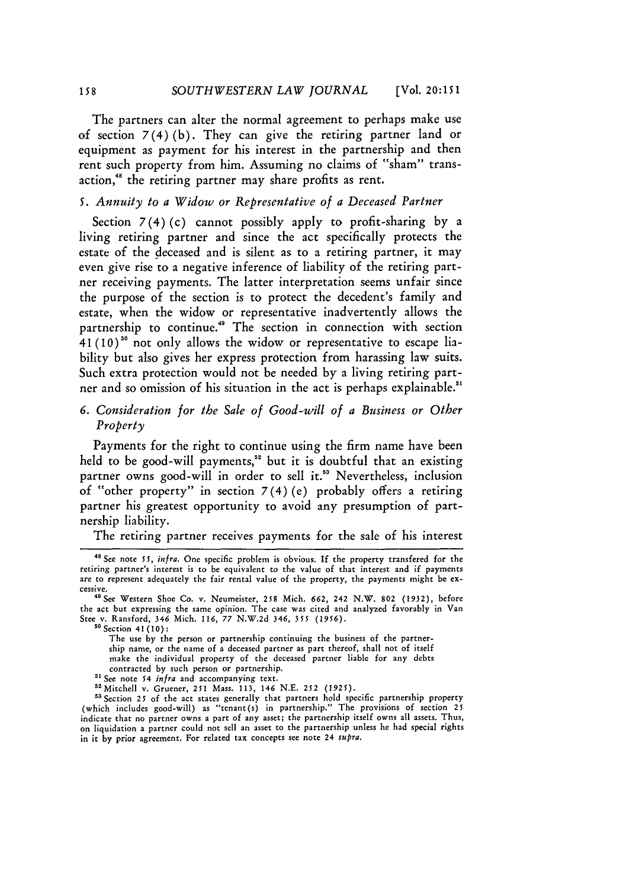The partners can alter the normal agreement to perhaps make use of section 7(4)(b). They can give the retiring partner land or equipment as payment for his interest in the partnership and then rent such property from him. Assuming no claims of "sham" transaction,[48] the retiring partner may share profits as rent.

### 5. *Annuity to a Widow or Representative of a Deceased Partner*

Section 7(4)(c) cannot possibly apply to profit-sharing by a living retiring partner and since the act specifically protects the estate of the deceased and is silent as to a retiring partner, it may even give rise to a negative inference of liability of the retiring partner receiving payments. The latter interpretation seems unfair since the purpose of the section is to protect the decedent's family and estate, when the widow or representative inadvertently allows the partnership to continue.[49] The section in connection with section 41(10)[50] not only allows the widow or representative to escape liability but also gives her express protection from harassing law suits. Such extra protection would not be needed by a living retiring partner and so omission of his situation in the act is perhaps explainable.[51]

### 6. *Consideration for the Sale of Good-will of a Business or Other Property*

Payments for the right to continue using the firm name have been held to be good-will payments,[52] but it is doubtful that an existing partner owns good-will in order to sell it.[53] Nevertheless, inclusion of "other property" in section 7(4)(e) probably offers a retiring partner his greatest opportunity to avoid any presumption of partnership liability.

The retiring partner receives payments for the sale of his interest

---

[48] See note 55, *infra.* One specific problem is obvious. If the property transfered for the retiring partner's interest is to be equivalent to the value of that interest and if payments are to represent adequately the fair rental value of the property, the payments might be excessive.

[49] See Western Shoe Co. v. Neumeister, 258 Mich. 662, 242 N.W. 802 (1932), before the act but expressing the same opinion. The case was cited and analyzed favorably in Van Stee v. Ransford, 346 Mich. 116, 77 N.W.2d 346, 355 (1956).

[50] Section 41(10):

> The use by the person or partnership continuing the business of the partnership name, or the name of a deceased partner as part thereof, shall not of itself make the individual property of the deceased partner liable for any debts contracted by such person or partnership.

[51] See note 54 *infra* and accompanying text.

[52] Mitchell v. Gruener, 251 Mass. 113, 146 N.E. 252 (1925).

[53] Section 25 of the act states generally that partners hold specific partnership property (which includes good-will) as "tenant(s) in partnership." The provisions of section 25 indicate that no partner owns a part of any asset; the partnership itself owns all assets. Thus, on liquidation a partner could not sell an asset to the partnership unless he had special rights in it by prior agreement. For related tax concepts see note 24 *supra.*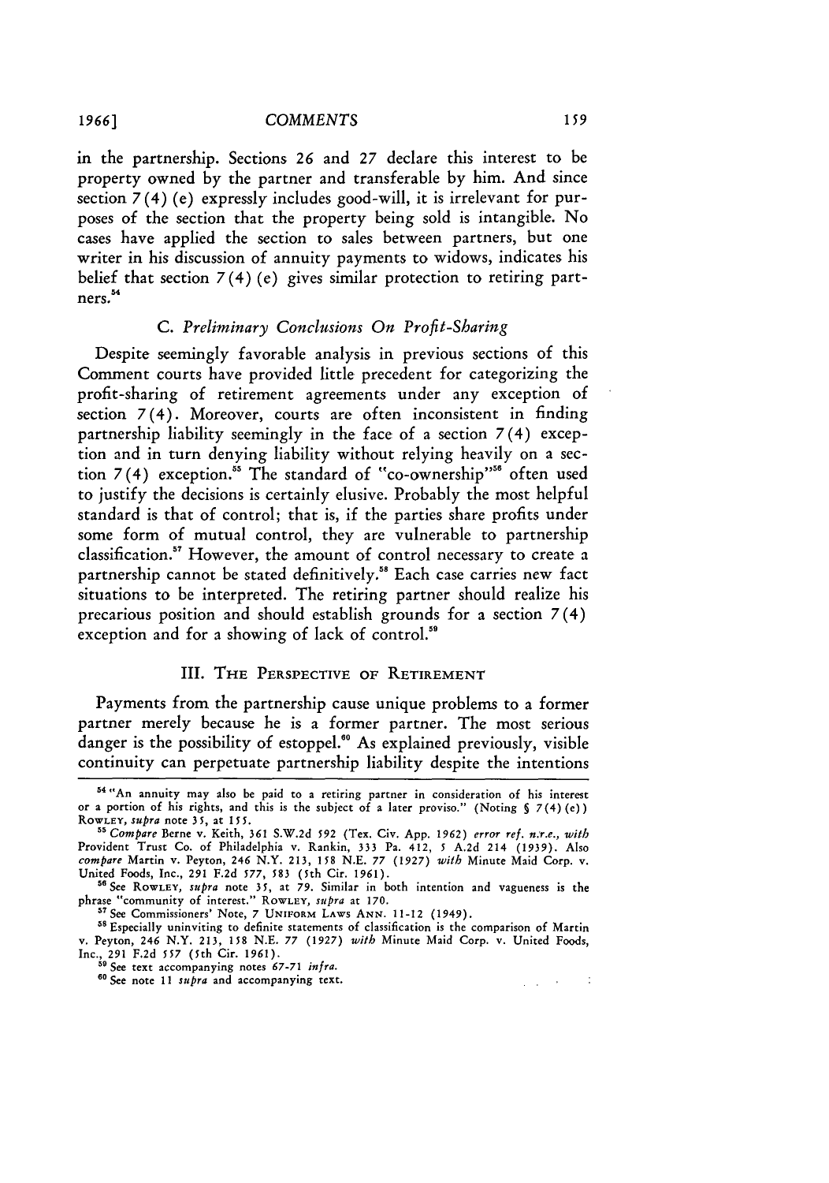in the partnership. Sections 26 and 27 declare this interest to be property owned by the partner and transferable by him. And since section 7(4)(e) expressly includes good-will, it is irrelevant for purposes of the section that the property being sold is intangible. No cases have applied the section to sales between partners, but one writer in his discussion of annuity payments to widows, indicates his belief that section 7(4)(e) gives similar protection to retiring partners.[54]

### C. *Preliminary Conclusions On Profit-Sharing*

Despite seemingly favorable analysis in previous sections of this Comment courts have provided little precedent for categorizing the profit-sharing of retirement agreements under any exception of section 7(4). Moreover, courts are often inconsistent in finding partnership liability seemingly in the face of a section 7(4) exception and in turn denying liability without relying heavily on a section 7(4) exception.[55] The standard of "co-ownership"[56] often used to justify the decisions is certainly elusive. Probably the most helpful standard is that of control; that is, if the parties share profits under some form of mutual control, they are vulnerable to partnership classification.[57] However, the amount of control necessary to create a partnership cannot be stated definitively.[58] Each case carries new fact situations to be interpreted. The retiring partner should realize his precarious position and should establish grounds for a section 7(4) exception and for a showing of lack of control.[59]

## III. THE PERSPECTIVE OF RETIREMENT

Payments from the partnership cause unique problems to a former partner merely because he is a former partner. The most serious danger is the possibility of estoppel.[60] As explained previously, visible continuity can perpetuate partnership liability despite the intentions

---

[54] "An annuity may also be paid to a retiring partner in consideration of his interest or a portion of his rights, and this is the subject of a later proviso." (Noting § 7(4)(e)) ROWLEY, *supra* note 35, at 155.

[55] *Compare* Berne v. Keith, 361 S.W.2d 592 (Tex. Civ. App. 1962) *error ref. n.r.e.*, *with* Provident Trust Co. of Philadelphia v. Rankin, 333 Pa. 412, 5 A.2d 214 (1939). Also *compare* Martin v. Peyton, 246 N.Y. 213, 158 N.E. 77 (1927) *with* Minute Maid Corp. v. United Foods, Inc., 291 F.2d 577, 583 (5th Cir. 1961).

[56] See ROWLEY, *supra* note 35, at 79. Similar in both intention and vagueness is the phrase "community of interest." ROWLEY, *supra* at 170.

[57] See Commissioners' Note, 7 UNIFORM LAWS ANN. 11-12 (1949).

[58] Especially uninviting to definite statements of classification is the comparison of Martin v. Peyton, 246 N.Y. 213, 158 N.E. 77 (1927) *with* Minute Maid Corp. v. United Foods, Inc., 291 F.2d 557 (5th Cir. 1961).

[59] See text accompanying notes 67-71 *infra*.

[60] See note 11 *supra* and accompanying text.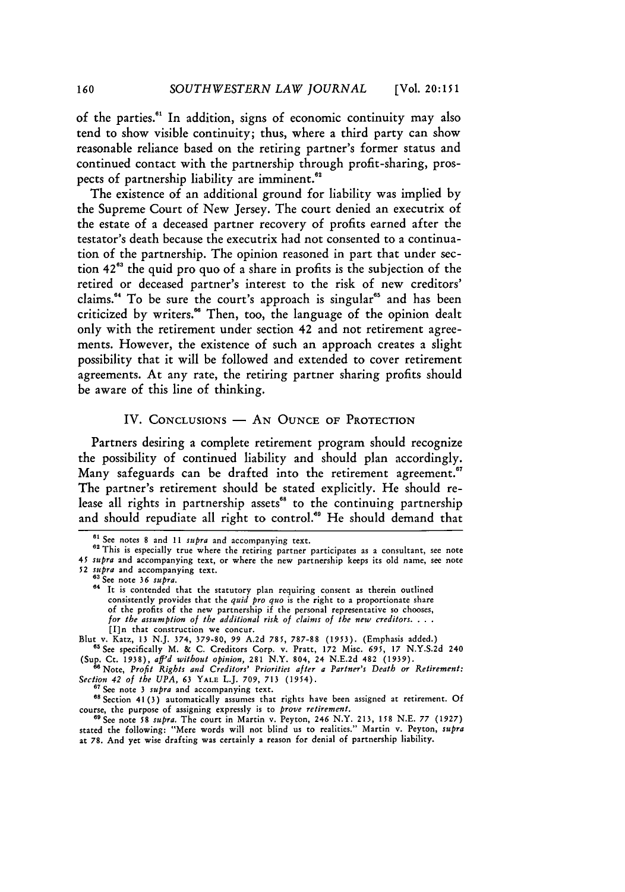of the parties.[61] In addition, signs of economic continuity may also tend to show visible continuity; thus, where a third party can show reasonable reliance based on the retiring partner's former status and continued contact with the partnership through profit-sharing, prospects of partnership liability are imminent.[62]

The existence of an additional ground for liability was implied by the Supreme Court of New Jersey. The court denied an executrix of the estate of a deceased partner recovery of profits earned after the testator's death because the executrix had not consented to a continuation of the partnership. The opinion reasoned in part that under section 42[63] the quid pro quo of a share in profits is the subjection of the retired or deceased partner's interest to the risk of new creditors' claims.[64] To be sure the court's approach is singular[65] and has been criticized by writers.[66] Then, too, the language of the opinion dealt only with the retirement under section 42 and not retirement agreements. However, the existence of such an approach creates a slight possibility that it will be followed and extended to cover retirement agreements. At any rate, the retiring partner sharing profits should be aware of this line of thinking.

## IV. Conclusions — An Ounce of Protection

Partners desiring a complete retirement program should recognize the possibility of continued liability and should plan accordingly. Many safeguards can be drafted into the retirement agreement.[67] The partner's retirement should be stated explicitly. He should release all rights in partnership assets[68] to the continuing partnership and should repudiate all right to control.[69] He should demand that

---

[61] See notes 8 and 11 *supra* and accompanying text.

[62] This is especially true where the retiring partner participates as a consultant, see note 45 *supra* and accompanying text, or where the new partnership keeps its old name, see note 52 *supra* and accompanying text.

[63] See note 36 *supra*.

[64] It is contended that the statutory plan requiring consent as therein outlined consistently provides that the *quid pro quo* is the right to a proportionate share of the profits of the new partnership if the personal representative so chooses, *for the assumption of the additional risk of claims of the new creditors. . . .* [I]n that construction we concur.

Blut v. Katz, 13 N.J. 374, 379-80, 99 A.2d 785, 787-88 (1953). (Emphasis added.)

[65] See specifically M. & C. Creditors Corp. v. Pratt, 172 Misc. 695, 17 N.Y.S.2d 240 (Sup. Ct. 1938), *aff'd without opinion*, 281 N.Y. 804, 24 N.E.2d 482 (1939).

[66] Note, *Profit Rights and Creditors' Priorities after a Partner's Death or Retirement: Section 42 of the UPA*, 63 Yale L.J. 709, 713 (1954).

[67] See note 3 *supra* and accompanying text.

[68] Section 41(3) automatically assumes that rights have been assigned at retirement. Of course, the purpose of assigning expressly is to *prove retirement*.

[69] See note 58 *supra*. The court in Martin v. Peyton, 246 N.Y. 213, 158 N.E. 77 (1927) stated the following: "Mere words will not blind us to realities." Martin v. Peyton, *supra* at 78. And yet wise drafting was certainly a reason for denial of partnership liability.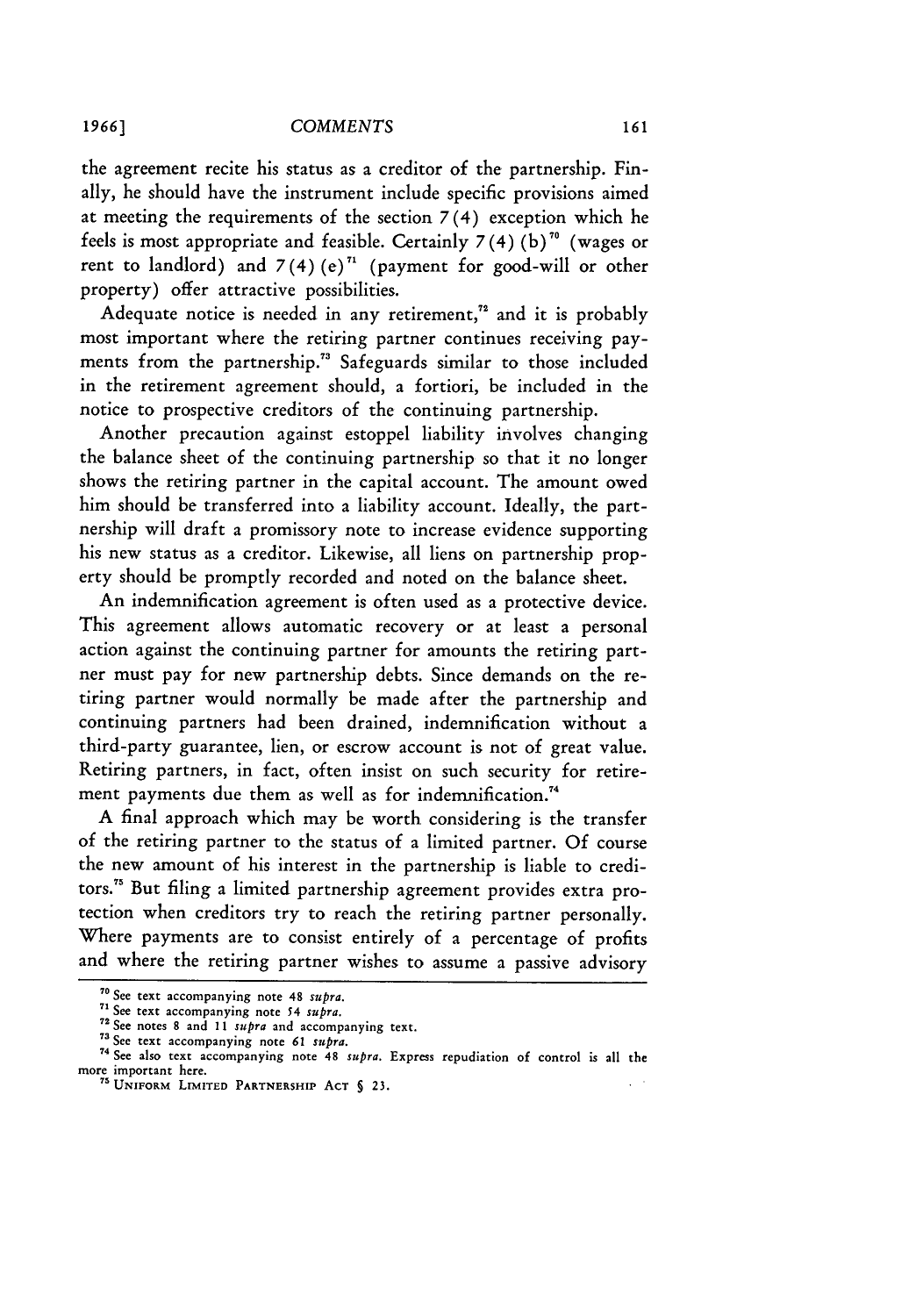the agreement recite his status as a creditor of the partnership. Finally, he should have the instrument include specific provisions aimed at meeting the requirements of the section 7(4) exception which he feels is most appropriate and feasible. Certainly 7(4)(b)[70] (wages or rent to landlord) and 7(4)(e)[71] (payment for good-will or other property) offer attractive possibilities.

Adequate notice is needed in any retirement,[72] and it is probably most important where the retiring partner continues receiving payments from the partnership.[73] Safeguards similar to those included in the retirement agreement should, a fortiori, be included in the notice to prospective creditors of the continuing partnership.

Another precaution against estoppel liability involves changing the balance sheet of the continuing partnership so that it no longer shows the retiring partner in the capital account. The amount owed him should be transferred into a liability account. Ideally, the partnership will draft a promissory note to increase evidence supporting his new status as a creditor. Likewise, all liens on partnership property should be promptly recorded and noted on the balance sheet.

An indemnification agreement is often used as a protective device. This agreement allows automatic recovery or at least a personal action against the continuing partner for amounts the retiring partner must pay for new partnership debts. Since demands on the retiring partner would normally be made after the partnership and continuing partners had been drained, indemnification without a third-party guarantee, lien, or escrow account is not of great value. Retiring partners, in fact, often insist on such security for retirement payments due them as well as for indemnification.[74]

A final approach which may be worth considering is the transfer of the retiring partner to the status of a limited partner. Of course the new amount of his interest in the partnership is liable to creditors.[75] But filing a limited partnership agreement provides extra protection when creditors try to reach the retiring partner personally. Where payments are to consist entirely of a percentage of profits and where the retiring partner wishes to assume a passive advisory

---

[70] See text accompanying note 48 *supra*.

[71] See text accompanying note 54 *supra*.

[72] See notes 8 and 11 *supra* and accompanying text.

[73] See text accompanying note 61 *supra*.

[74] See also text accompanying note 48 *supra*. Express repudiation of control is all the more important here.

[75] UNIFORM LIMITED PARTNERSHIP ACT § 23.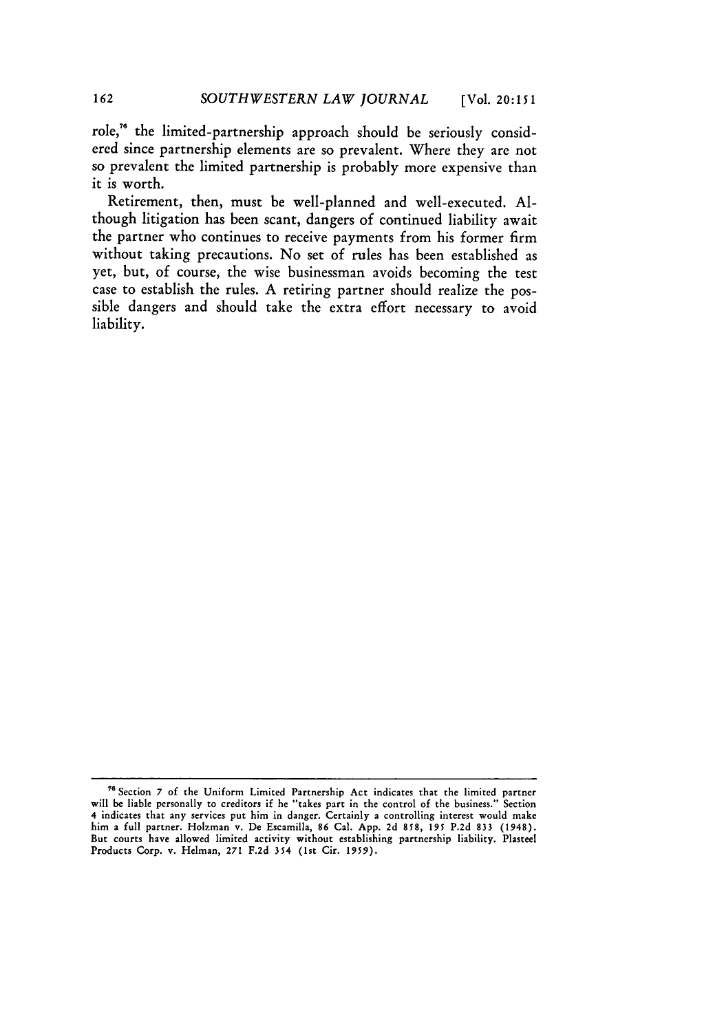role,[76] the limited-partnership approach should be seriously considered since partnership elements are so prevalent. Where they are not so prevalent the limited partnership is probably more expensive than it is worth.

Retirement, then, must be well-planned and well-executed. Although litigation has been scant, dangers of continued liability await the partner who continues to receive payments from his former firm without taking precautions. No set of rules has been established as yet, but, of course, the wise businessman avoids becoming the test case to establish the rules. A retiring partner should realize the possible dangers and should take the extra effort necessary to avoid liability.

---

[76] Section 7 of the Uniform Limited Partnership Act indicates that the limited partner will be liable personally to creditors if he "takes part in the control of the business." Section 4 indicates that any services put him in danger. Certainly a controlling interest would make him a full partner. Holzman v. De Escamilla, 86 Cal. App. 2d 858, 195 P.2d 833 (1948). But courts have allowed limited activity without establishing partnership liability. Plasteel Products Corp. v. Helman, 271 F.2d 354 (1st Cir. 1959).